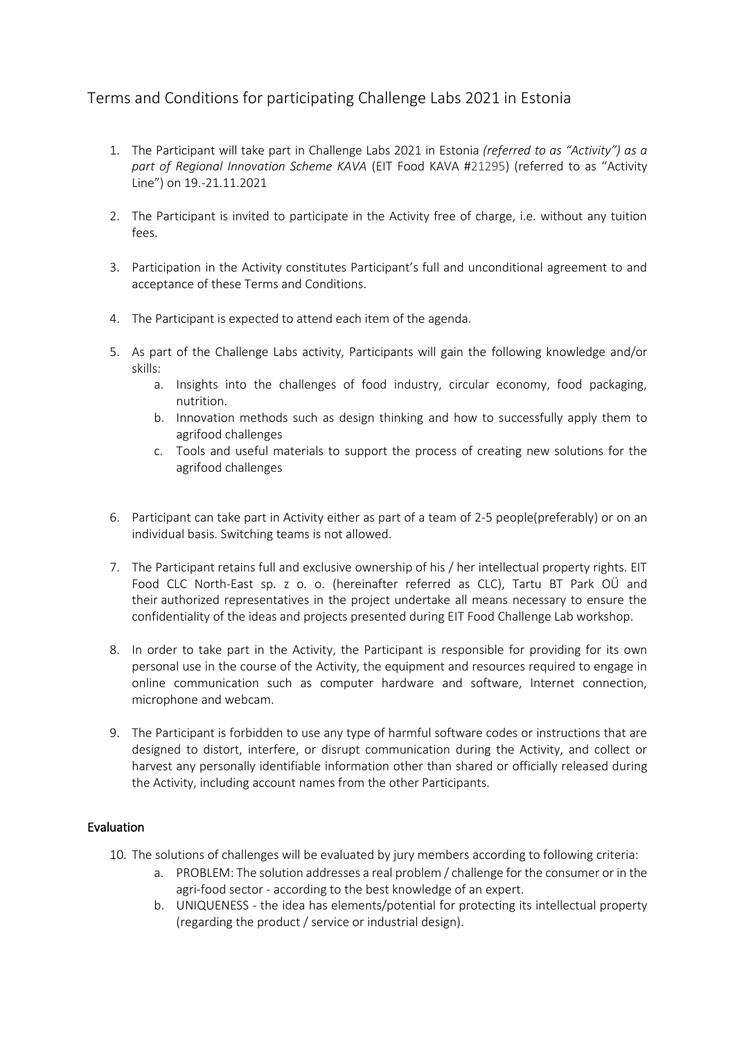# Terms and Conditions for participating Challenge Labs 2021 in Estonia

1. The Participant will take part in Challenge Labs 2021 in Estonia *(referred to as "Activity") as a part of Regional Innovation Scheme KAVA* (EIT Food KAVA #21295) (referred to as "Activity Line") on 19.-21.11.2021

2. The Participant is invited to participate in the Activity free of charge, i.e. without any tuition fees.

3. Participation in the Activity constitutes Participant's full and unconditional agreement to and acceptance of these Terms and Conditions.

4. The Participant is expected to attend each item of the agenda.

5. As part of the Challenge Labs activity, Participants will gain the following knowledge and/or skills:
   a. Insights into the challenges of food industry, circular economy, food packaging, nutrition.
   b. Innovation methods such as design thinking and how to successfully apply them to agrifood challenges
   c. Tools and useful materials to support the process of creating new solutions for the agrifood challenges

6. Participant can take part in Activity either as part of a team of 2-5 people(preferably) or on an individual basis. Switching teams is not allowed.

7. The Participant retains full and exclusive ownership of his / her intellectual property rights. EIT Food CLC North-East sp. z o. o. (hereinafter referred as CLC), Tartu BT Park OÜ and their authorized representatives in the project undertake all means necessary to ensure the confidentiality of the ideas and projects presented during EIT Food Challenge Lab workshop.

8. In order to take part in the Activity, the Participant is responsible for providing for its own personal use in the course of the Activity, the equipment and resources required to engage in online communication such as computer hardware and software, Internet connection, microphone and webcam.

9. The Participant is forbidden to use any type of harmful software codes or instructions that are designed to distort, interfere, or disrupt communication during the Activity, and collect or harvest any personally identifiable information other than shared or officially released during the Activity, including account names from the other Participants.

## Evaluation

10. The solutions of challenges will be evaluated by jury members according to following criteria:
    a. PROBLEM: The solution addresses a real problem / challenge for the consumer or in the agri-food sector - according to the best knowledge of an expert.
    b. UNIQUENESS - the idea has elements/potential for protecting its intellectual property (regarding the product / service or industrial design).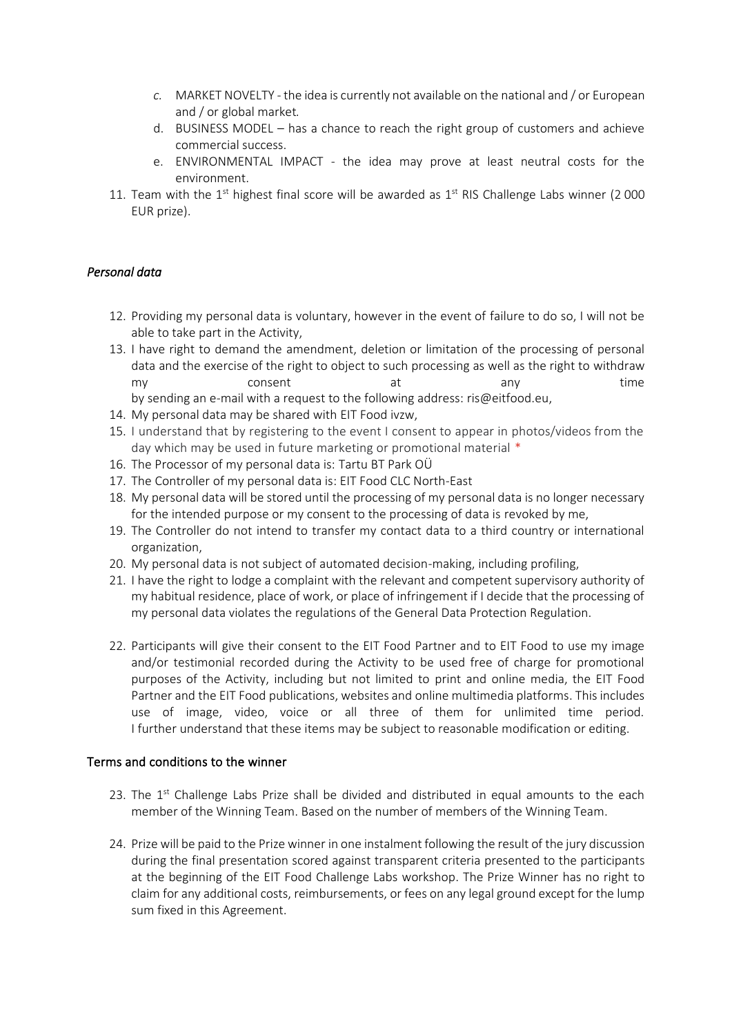c. MARKET NOVELTY - the idea is currently not available on the national and / or European and / or global market.
d. BUSINESS MODEL – has a chance to reach the right group of customers and achieve commercial success.
e. ENVIRONMENTAL IMPACT - the idea may prove at least neutral costs for the environment.

11. Team with the 1st highest final score will be awarded as 1st RIS Challenge Labs winner (2 000 EUR prize).

## *Personal data*

12. Providing my personal data is voluntary, however in the event of failure to do so, I will not be able to take part in the Activity,
13. I have right to demand the amendment, deletion or limitation of the processing of personal data and the exercise of the right to object to such processing as well as the right to withdraw my consent at any time by sending an e-mail with a request to the following address: ris@eitfood.eu,
14. My personal data may be shared with EIT Food ivzw,
15. I understand that by registering to the event I consent to appear in photos/videos from the day which may be used in future marketing or promotional material *
16. The Processor of my personal data is: Tartu BT Park OÜ
17. The Controller of my personal data is: EIT Food CLC North-East
18. My personal data will be stored until the processing of my personal data is no longer necessary for the intended purpose or my consent to the processing of data is revoked by me,
19. The Controller do not intend to transfer my contact data to a third country or international organization,
20. My personal data is not subject of automated decision-making, including profiling,
21. I have the right to lodge a complaint with the relevant and competent supervisory authority of my habitual residence, place of work, or place of infringement if I decide that the processing of my personal data violates the regulations of the General Data Protection Regulation.
22. Participants will give their consent to the EIT Food Partner and to EIT Food to use my image and/or testimonial recorded during the Activity to be used free of charge for promotional purposes of the Activity, including but not limited to print and online media, the EIT Food Partner and the EIT Food publications, websites and online multimedia platforms. This includes use of image, video, voice or all three of them for unlimited time period. I further understand that these items may be subject to reasonable modification or editing.

## Terms and conditions to the winner

23. The 1st Challenge Labs Prize shall be divided and distributed in equal amounts to the each member of the Winning Team. Based on the number of members of the Winning Team.
24. Prize will be paid to the Prize winner in one instalment following the result of the jury discussion during the final presentation scored against transparent criteria presented to the participants at the beginning of the EIT Food Challenge Labs workshop. The Prize Winner has no right to claim for any additional costs, reimbursements, or fees on any legal ground except for the lump sum fixed in this Agreement.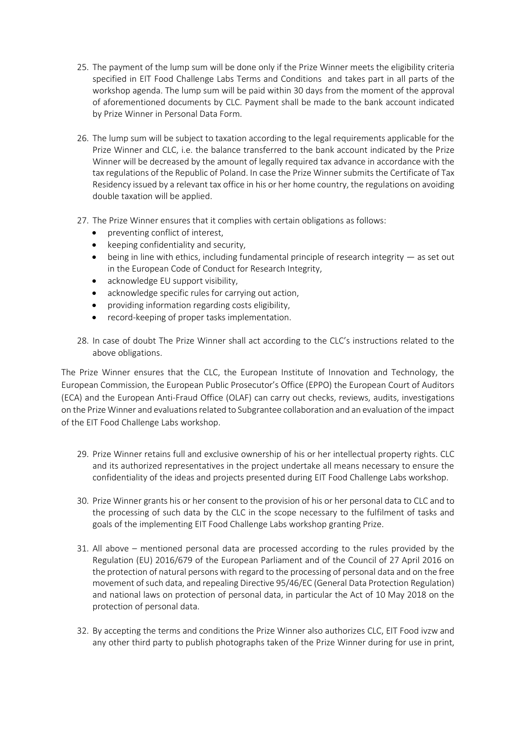25. The payment of the lump sum will be done only if the Prize Winner meets the eligibility criteria specified in EIT Food Challenge Labs Terms and Conditions and takes part in all parts of the workshop agenda. The lump sum will be paid within 30 days from the moment of the approval of aforementioned documents by CLC. Payment shall be made to the bank account indicated by Prize Winner in Personal Data Form.

26. The lump sum will be subject to taxation according to the legal requirements applicable for the Prize Winner and CLC, i.e. the balance transferred to the bank account indicated by the Prize Winner will be decreased by the amount of legally required tax advance in accordance with the tax regulations of the Republic of Poland. In case the Prize Winner submits the Certificate of Tax Residency issued by a relevant tax office in his or her home country, the regulations on avoiding double taxation will be applied.

27. The Prize Winner ensures that it complies with certain obligations as follows:
    - preventing conflict of interest,
    - keeping confidentiality and security,
    - being in line with ethics, including fundamental principle of research integrity — as set out in the European Code of Conduct for Research Integrity,
    - acknowledge EU support visibility,
    - acknowledge specific rules for carrying out action,
    - providing information regarding costs eligibility,
    - record-keeping of proper tasks implementation.

28. In case of doubt The Prize Winner shall act according to the CLC's instructions related to the above obligations.

The Prize Winner ensures that the CLC, the European Institute of Innovation and Technology, the European Commission, the European Public Prosecutor's Office (EPPO) the European Court of Auditors (ECA) and the European Anti-Fraud Office (OLAF) can carry out checks, reviews, audits, investigations on the Prize Winner and evaluations related to Subgrantee collaboration and an evaluation of the impact of the EIT Food Challenge Labs workshop.

29. Prize Winner retains full and exclusive ownership of his or her intellectual property rights. CLC and its authorized representatives in the project undertake all means necessary to ensure the confidentiality of the ideas and projects presented during EIT Food Challenge Labs workshop.

30. Prize Winner grants his or her consent to the provision of his or her personal data to CLC and to the processing of such data by the CLC in the scope necessary to the fulfilment of tasks and goals of the implementing EIT Food Challenge Labs workshop granting Prize.

31. All above – mentioned personal data are processed according to the rules provided by the Regulation (EU) 2016/679 of the European Parliament and of the Council of 27 April 2016 on the protection of natural persons with regard to the processing of personal data and on the free movement of such data, and repealing Directive 95/46/EC (General Data Protection Regulation) and national laws on protection of personal data, in particular the Act of 10 May 2018 on the protection of personal data.

32. By accepting the terms and conditions the Prize Winner also authorizes CLC, EIT Food ivzw and any other third party to publish photographs taken of the Prize Winner during for use in print,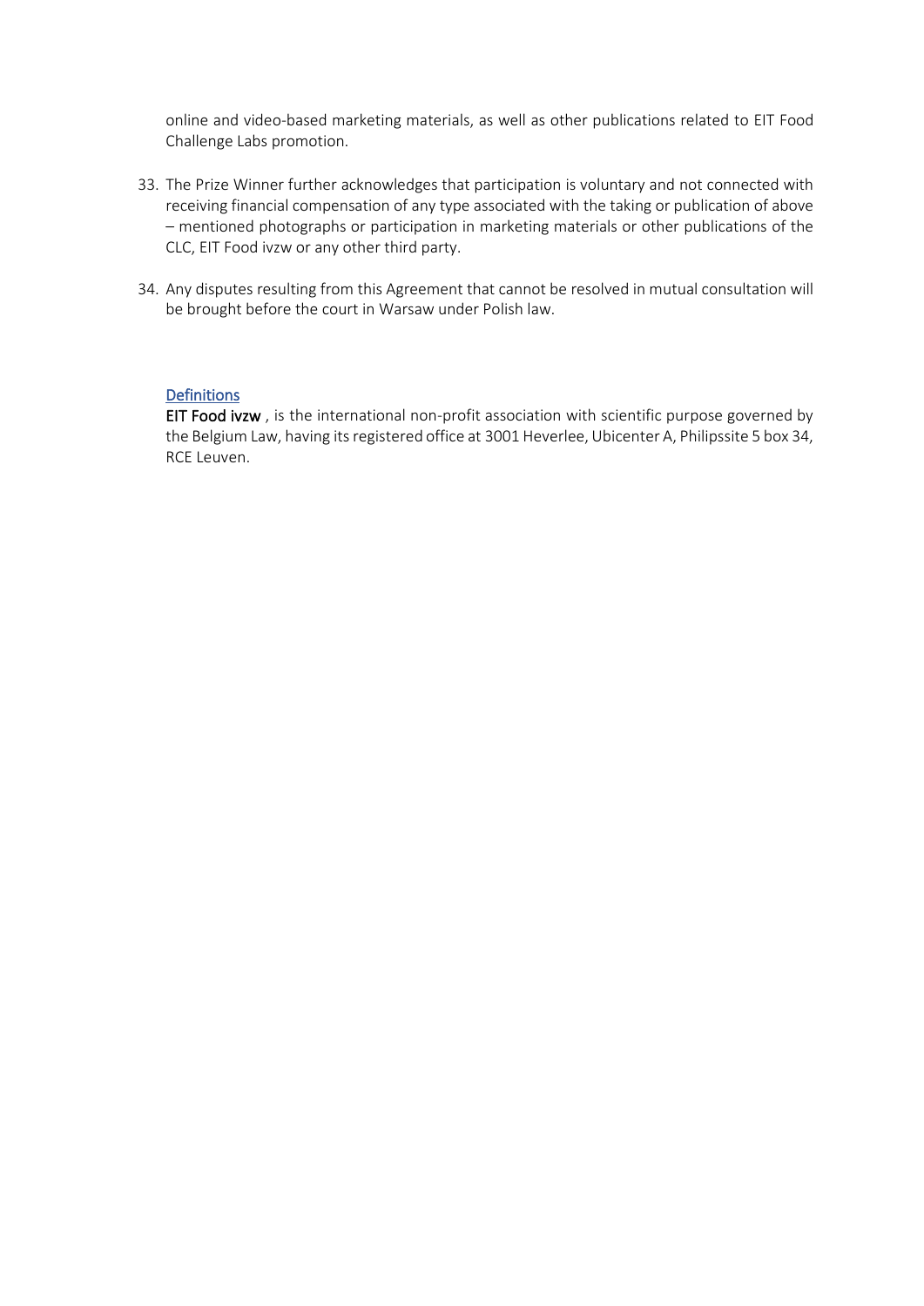online and video-based marketing materials, as well as other publications related to EIT Food Challenge Labs promotion.

33. The Prize Winner further acknowledges that participation is voluntary and not connected with receiving financial compensation of any type associated with the taking or publication of above – mentioned photographs or participation in marketing materials or other publications of the CLC, EIT Food ivzw or any other third party.

34. Any disputes resulting from this Agreement that cannot be resolved in mutual consultation will be brought before the court in Warsaw under Polish law.

Definitions

**EIT Food ivzw** , is the international non-profit association with scientific purpose governed by the Belgium Law, having its registered office at 3001 Heverlee, Ubicenter A, Philipssite 5 box 34, RCE Leuven.